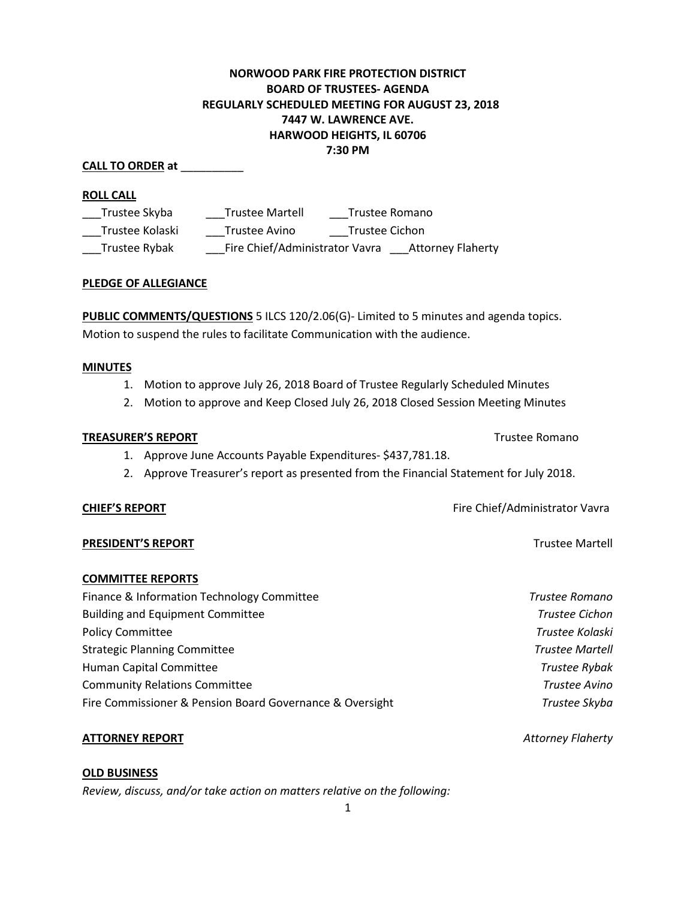**NORWOOD PARK FIRE PROTECTION DISTRICT**
**BOARD OF TRUSTEES- AGENDA**
**REGULARLY SCHEDULED MEETING FOR AUGUST 23, 2018**
**7447 W. LAWRENCE AVE.**
**HARWOOD HEIGHTS, IL 60706**
**7:30 PM**

**CALL TO ORDER at** __________

**ROLL CALL**

___Trustee Skyba ___Trustee Martell ___Trustee Romano
___Trustee Kolaski ___Trustee Avino ___Trustee Cichon
___Trustee Rybak ___Fire Chief/Administrator Vavra ___Attorney Flaherty

**PLEDGE OF ALLEGIANCE**

**PUBLIC COMMENTS/QUESTIONS** 5 ILCS 120/2.06(G)- Limited to 5 minutes and agenda topics. Motion to suspend the rules to facilitate Communication with the audience.

**MINUTES**

1. Motion to approve July 26, 2018 Board of Trustee Regularly Scheduled Minutes
2. Motion to approve and Keep Closed July 26, 2018 Closed Session Meeting Minutes

**TREASURER'S REPORT** Trustee Romano

1. Approve June Accounts Payable Expenditures- $437,781.18.
2. Approve Treasurer's report as presented from the Financial Statement for July 2018.

**CHIEF'S REPORT** Fire Chief/Administrator Vavra

**PRESIDENT'S REPORT** Trustee Martell

**COMMITTEE REPORTS**

Finance & Information Technology Committee *Trustee Romano*
Building and Equipment Committee *Trustee Cichon*
Policy Committee *Trustee Kolaski*
Strategic Planning Committee *Trustee Martell*
Human Capital Committee *Trustee Rybak*
Community Relations Committee *Trustee Avino*
Fire Commissioner & Pension Board Governance & Oversight *Trustee Skyba*

**ATTORNEY REPORT** *Attorney Flaherty*

**OLD BUSINESS**

*Review, discuss, and/or take action on matters relative on the following:*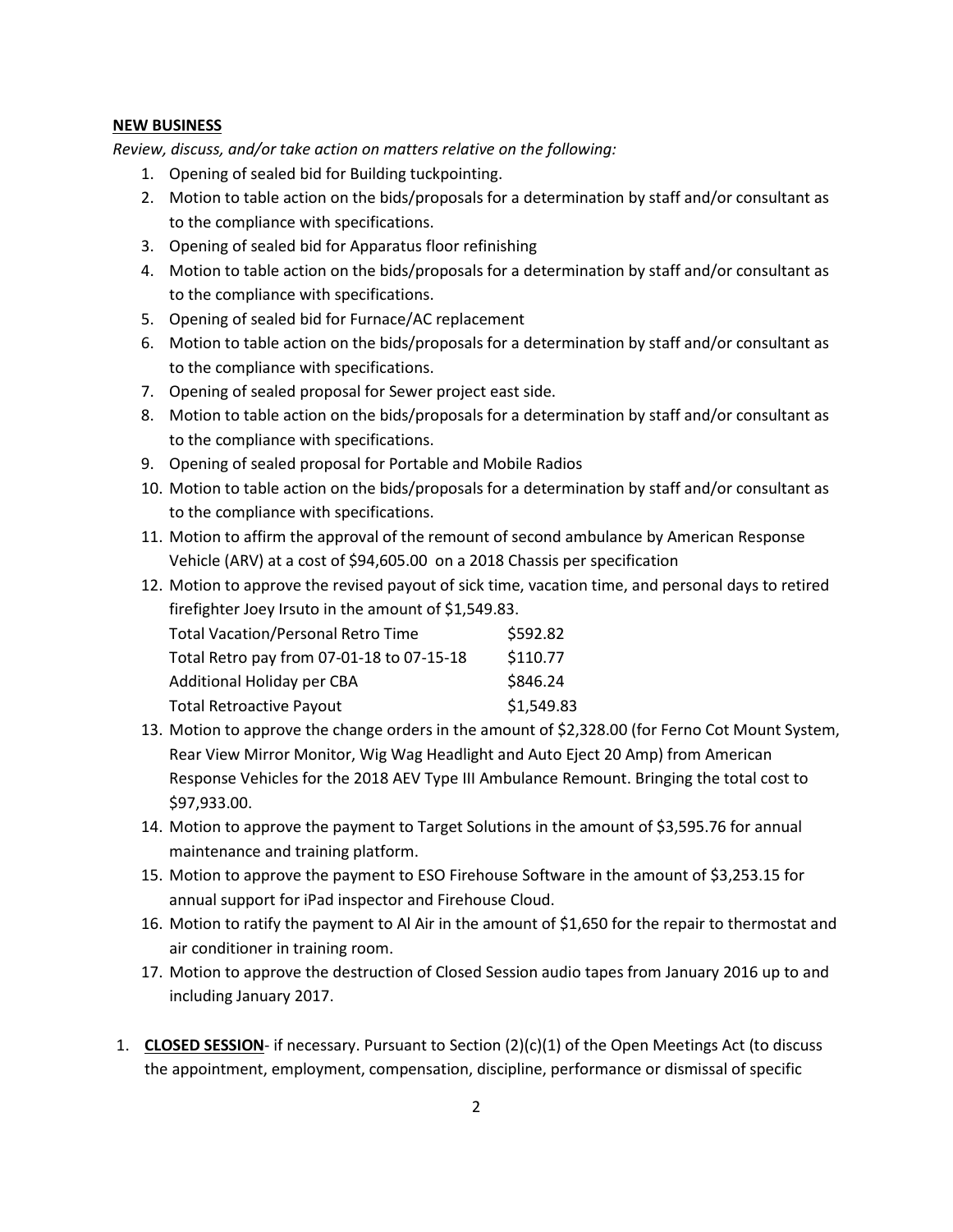**NEW BUSINESS**

*Review, discuss, and/or take action on matters relative on the following:*

1. Opening of sealed bid for Building tuckpointing.
2. Motion to table action on the bids/proposals for a determination by staff and/or consultant as to the compliance with specifications.
3. Opening of sealed bid for Apparatus floor refinishing
4. Motion to table action on the bids/proposals for a determination by staff and/or consultant as to the compliance with specifications.
5. Opening of sealed bid for Furnace/AC replacement
6. Motion to table action on the bids/proposals for a determination by staff and/or consultant as to the compliance with specifications.
7. Opening of sealed proposal for Sewer project east side.
8. Motion to table action on the bids/proposals for a determination by staff and/or consultant as to the compliance with specifications.
9. Opening of sealed proposal for Portable and Mobile Radios
10. Motion to table action on the bids/proposals for a determination by staff and/or consultant as to the compliance with specifications.
11. Motion to affirm the approval of the remount of second ambulance by American Response Vehicle (ARV) at a cost of $94,605.00 on a 2018 Chassis per specification
12. Motion to approve the revised payout of sick time, vacation time, and personal days to retired firefighter Joey Irsuto in the amount of $1,549.83.

    | | |
    |---|---|
    | Total Vacation/Personal Retro Time | $592.82 |
    | Total Retro pay from 07-01-18 to 07-15-18 | $110.77 |
    | Additional Holiday per CBA | $846.24 |
    | Total Retroactive Payout | $1,549.83 |

13. Motion to approve the change orders in the amount of $2,328.00 (for Ferno Cot Mount System, Rear View Mirror Monitor, Wig Wag Headlight and Auto Eject 20 Amp) from American Response Vehicles for the 2018 AEV Type III Ambulance Remount. Bringing the total cost to $97,933.00.
14. Motion to approve the payment to Target Solutions in the amount of $3,595.76 for annual maintenance and training platform.
15. Motion to approve the payment to ESO Firehouse Software in the amount of $3,253.15 for annual support for iPad inspector and Firehouse Cloud.
16. Motion to ratify the payment to Al Air in the amount of $1,650 for the repair to thermostat and air conditioner in training room.
17. Motion to approve the destruction of Closed Session audio tapes from January 2016 up to and including January 2017.

1. **CLOSED SESSION**- if necessary. Pursuant to Section (2)(c)(1) of the Open Meetings Act (to discuss the appointment, employment, compensation, discipline, performance or dismissal of specific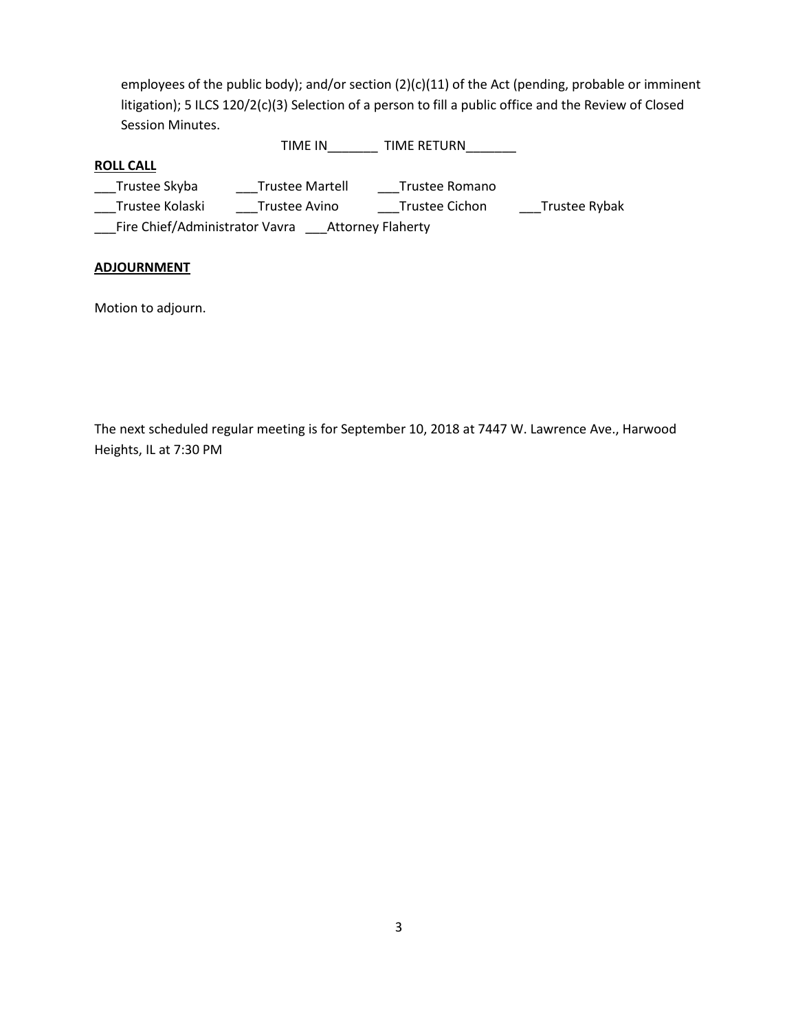employees of the public body); and/or section (2)(c)(11) of the Act (pending, probable or imminent litigation); 5 ILCS 120/2(c)(3) Selection of a person to fill a public office and the Review of Closed Session Minutes.

TIME IN_______ TIME RETURN_______

**ROLL CALL**

___Trustee Skyba ___Trustee Martell ___Trustee Romano

___Trustee Kolaski ___Trustee Avino ___Trustee Cichon ___Trustee Rybak

___Fire Chief/Administrator Vavra ___Attorney Flaherty

**ADJOURNMENT**

Motion to adjourn.

The next scheduled regular meeting is for September 10, 2018 at 7447 W. Lawrence Ave., Harwood Heights, IL at 7:30 PM